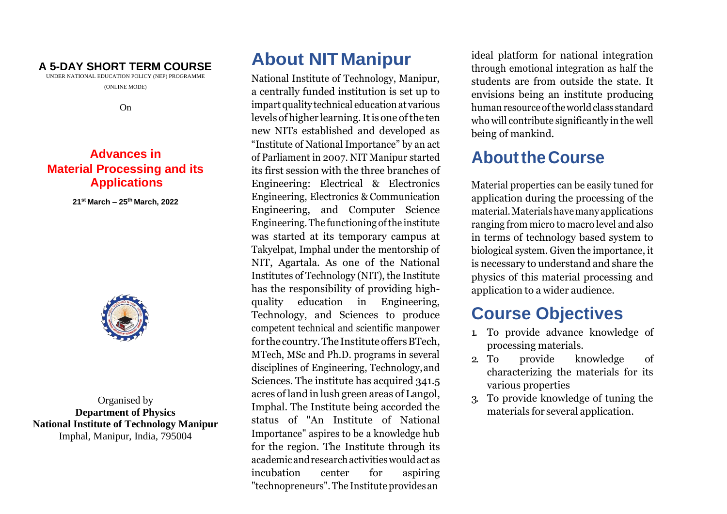**A 5-DAY SHORT TERM COURSE**

UNDER NATIONAL EDUCATION POLICY (NEP) PROGRAMME

(ONLINE MODE)

On

# Advances in Material Processing and its Applications

**21st March – 25th March, 2022**

Organised by

**Department of Physics**

**National Institute of Technology Manipur**

Imphal, Manipur, India, 795004

## About NIT Manipur

National Institute of Technology, Manipur, a centrally funded institution is set up to impart quality technical education at various levels of higher learning. It is one of the ten new NITs established and developed as "Institute of National Importance" by an act of Parliament in 2007. NIT Manipur started its first session with the three branches of Engineering: Electrical & Electronics Engineering, Electronics & Communication Engineering, and Computer Science Engineering. The functioning of the institute was started at its temporary campus at Takyelpat, Imphal under the mentorship of NIT, Agartala. As one of the National Institutes of Technology (NIT), the Institute has the responsibility of providing high-quality education in Engineering, Technology, and Sciences to produce competent technical and scientific manpower for the country. The Institute offers BTech, MTech, MSc and Ph.D. programs in several disciplines of Engineering, Technology, and Sciences. The institute has acquired 341.5 acres of land in lush green areas of Langol, Imphal. The Institute being accorded the status of "An Institute of National Importance" aspires to be a knowledge hub for the region. The Institute through its academic and research activities would act as incubation center for aspiring "technopreneurs". The Institute provides an ideal platform for national integration through emotional integration as half the students are from outside the state. It envisions being an institute producing human resource of the world class standard who will contribute significantly in the well being of mankind.

## About the Course

Material properties can be easily tuned for application during the processing of the material. Materials have many applications ranging from micro to macro level and also in terms of technology based system to biological system. Given the importance, it is necessary to understand and share the physics of this material processing and application to a wider audience.

## Course Objectives

1. To provide advance knowledge of processing materials.
2. To provide knowledge of characterizing the materials for its various properties
3. To provide knowledge of tuning the materials for several application.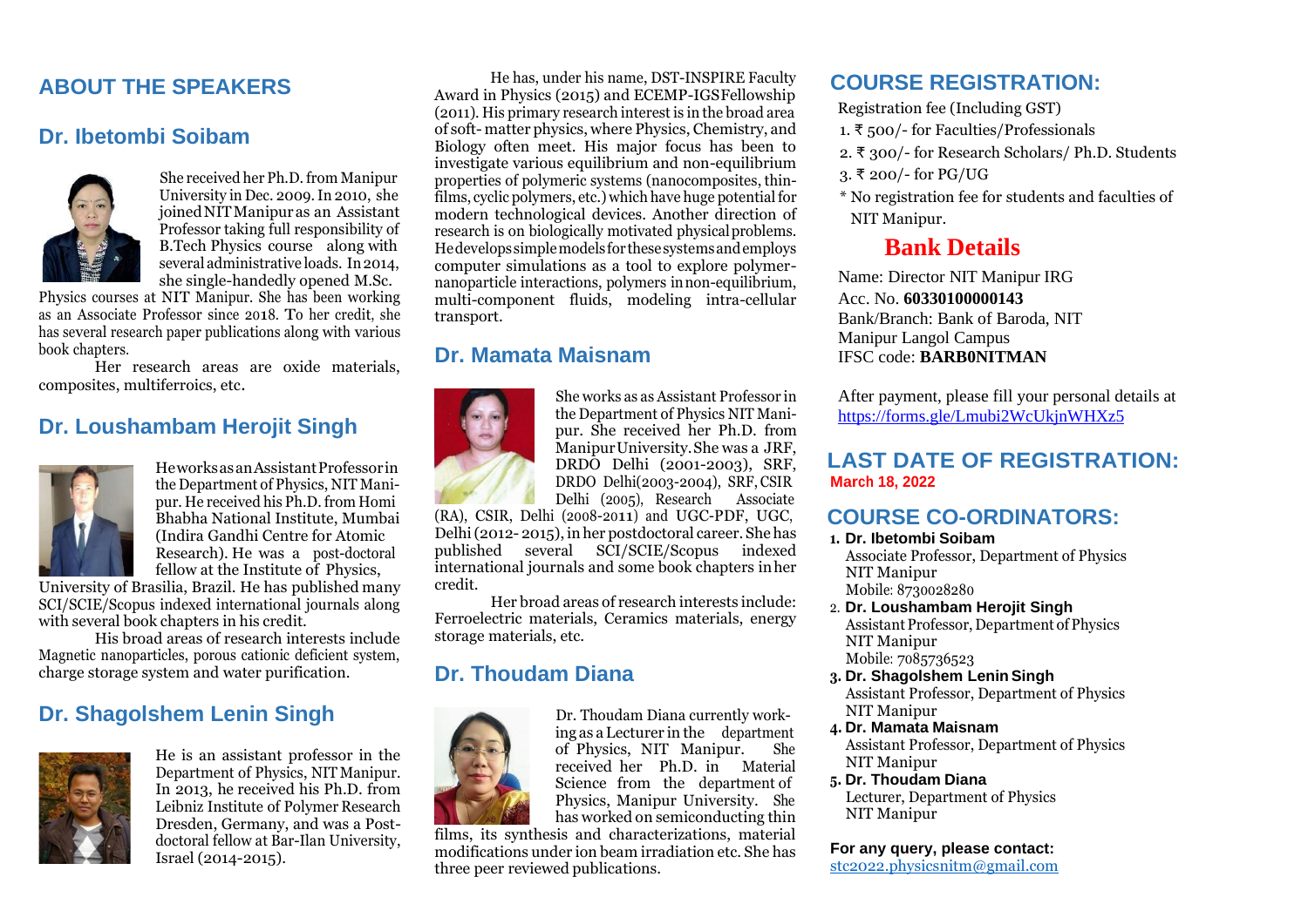## ABOUT THE SPEAKERS

### Dr. Ibetombi Soibam

She received her Ph.D. from Manipur University in Dec. 2009. In 2010, she joined NIT Manipur as an Assistant Professor taking full responsibility of B.Tech Physics course along with several administrative loads. In 2014, she single-handedly opened M.Sc. Physics courses at NIT Manipur. She has been working as an Associate Professor since 2018. To her credit, she has several research paper publications along with various book chapters.

Her research areas are oxide materials, composites, multiferroics, etc.

### Dr. Loushambam Herojit Singh

He works as an Assistant Professor in the Department of Physics, NIT Manipur. He received his Ph.D. from Homi Bhabha National Institute, Mumbai (Indira Gandhi Centre for Atomic Research). He was a post-doctoral fellow at the Institute of Physics, University of Brasilia, Brazil. He has published many SCI/SCIE/Scopus indexed international journals along with several book chapters in his credit.

His broad areas of research interests include Magnetic nanoparticles, porous cationic deficient system, charge storage system and water purification.

### Dr. Shagolshem Lenin Singh

He is an assistant professor in the Department of Physics, NIT Manipur. In 2013, he received his Ph.D. from Leibniz Institute of Polymer Research Dresden, Germany, and was a Post-doctoral fellow at Bar-Ilan University, Israel (2014-2015).

He has, under his name, DST-INSPIRE Faculty Award in Physics (2015) and ECEMP-IGS Fellowship (2011). His primary research interest is in the broad area of soft- matter physics, where Physics, Chemistry, and Biology often meet. His major focus has been to investigate various equilibrium and non-equilibrium properties of polymeric systems (nanocomposites, thin-films, cyclic polymers, etc.) which have huge potential for modern technological devices. Another direction of research is on biologically motivated physical problems. He develops simple models for these systems and employs computer simulations as a tool to explore polymer-nanoparticle interactions, polymers in non-equilibrium, multi-component fluids, modeling intra-cellular transport.

### Dr. Mamata Maisnam

She works as as Assistant Professor in the Department of Physics NIT Manipur. She received her Ph.D. from Manipur University. She was a JRF, DRDO Delhi (2001-2003), SRF, DRDO Delhi(2003-2004), SRF, CSIR Delhi (2005), Research Associate (RA), CSIR, Delhi (2008-2011) and UGC-PDF, UGC, Delhi (2012- 2015), in her postdoctoral career. She has published several SCI/SCIE/Scopus indexed international journals and some book chapters in her credit.

Her broad areas of research interests include: Ferroelectric materials, Ceramics materials, energy storage materials, etc.

### Dr. Thoudam Diana

Dr. Thoudam Diana currently working as a Lecturer in the department of Physics, NIT Manipur. She received her Ph.D. in Material Science from the department of Physics, Manipur University. She has worked on semiconducting thin films, its synthesis and characterizations, material modifications under ion beam irradiation etc. She has three peer reviewed publications.

## COURSE REGISTRATION:

Registration fee (Including GST)

1. ₹ 500/- for Faculties/Professionals
2. ₹ 300/- for Research Scholars/ Ph.D. Students
3. ₹ 200/- for PG/UG

\* No registration fee for students and faculties of NIT Manipur.

## Bank Details

Name: Director NIT Manipur IRG
Acc. No. **60330100000143**
Bank/Branch: Bank of Baroda, NIT Manipur Langol Campus
IFSC code: **BARB0NITMAN**

After payment, please fill your personal details at https://forms.gle/Lmubi2WcUkjnWHXz5

## LAST DATE OF REGISTRATION:

**March 18, 2022**

## COURSE CO-ORDINATORS:

1. **Dr. Ibetombi Soibam**
   Associate Professor, Department of Physics
   NIT Manipur
   Mobile: 8730028280
2. **Dr. Loushambam Herojit Singh**
   Assistant Professor, Department of Physics
   NIT Manipur
   Mobile: 7085736523
3. **Dr. Shagolshem Lenin Singh**
   Assistant Professor, Department of Physics
   NIT Manipur
4. **Dr. Mamata Maisnam**
   Assistant Professor, Department of Physics
   NIT Manipur
5. **Dr. Thoudam Diana**
   Lecturer, Department of Physics
   NIT Manipur

**For any query, please contact:**
stc2022.physicsnitm@gmail.com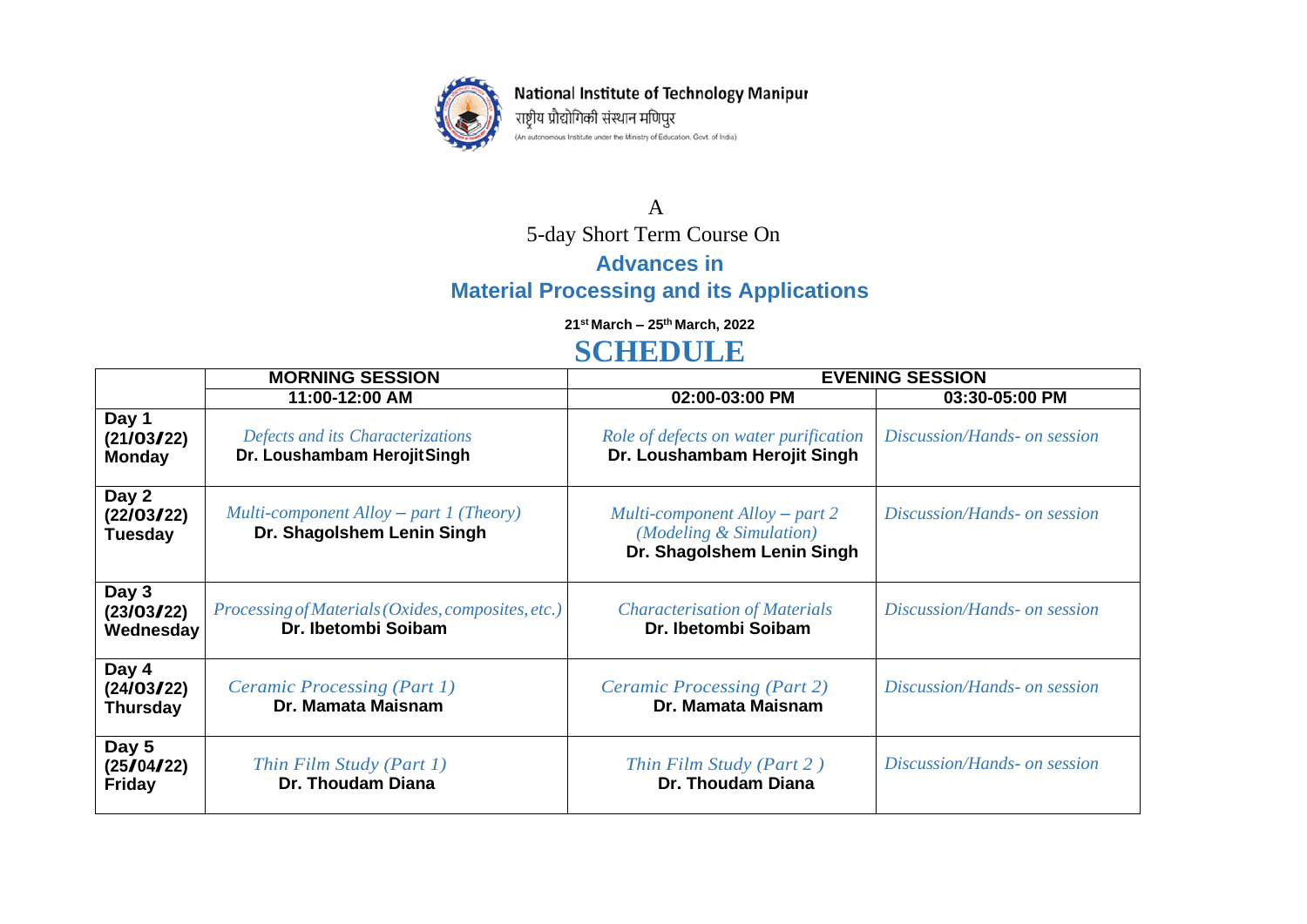National Institute of Technology Manipur

राष्ट्रीय प्रौद्योगिकी संस्थान मणिपुर

(An autonomous Institute under the Ministry of Education, Govt. of India)

A

5-day Short Term Course On

## Advances in Material Processing and its Applications

**21st March – 25th March, 2022**

# SCHEDULE

| | MORNING SESSION | EVENING SESSION | |
|---|---|---|---|
| | **11:00-12:00 AM** | **02:00-03:00 PM** | **03:30-05:00 PM** |
| **Day 1 (21/03/22) Monday** | *Defects and its Characterizations* **Dr. Loushambam HerojitSingh** | *Role of defects on water purification* **Dr. Loushambam Herojit Singh** | *Discussion/Hands- on session* |
| **Day 2 (22/03/22) Tuesday** | *Multi-component Alloy – part 1 (Theory)* **Dr. Shagolshem Lenin Singh** | *Multi-component Alloy – part 2 (Modeling & Simulation)* **Dr. Shagolshem Lenin Singh** | *Discussion/Hands- on session* |
| **Day 3 (23/03/22) Wednesday** | *Processing of Materials (Oxides, composites, etc.)* **Dr. Ibetombi Soibam** | *Characterisation of Materials* **Dr. Ibetombi Soibam** | *Discussion/Hands- on session* |
| **Day 4 (24/03/22) Thursday** | *Ceramic Processing (Part 1)* **Dr. Mamata Maisnam** | *Ceramic Processing (Part 2)* **Dr. Mamata Maisnam** | *Discussion/Hands- on session* |
| **Day 5 (25/04/22) Friday** | *Thin Film Study (Part 1)* **Dr. Thoudam Diana** | *Thin Film Study (Part 2 )* **Dr. Thoudam Diana** | *Discussion/Hands- on session* |